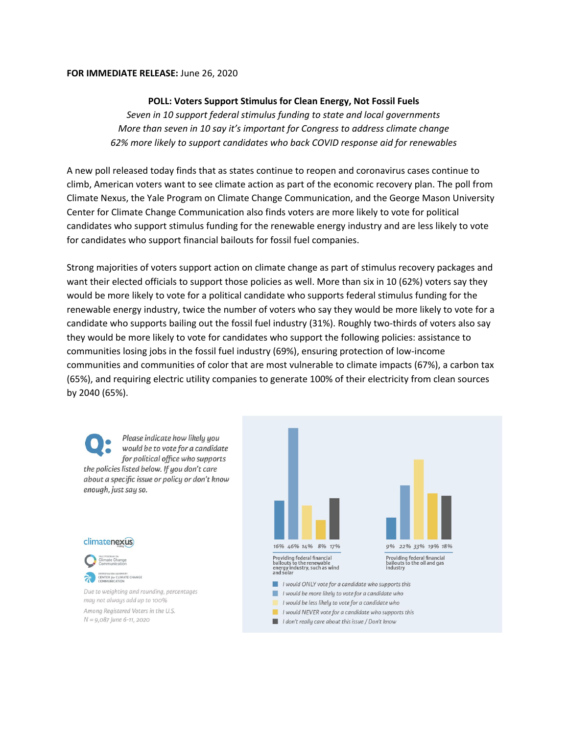**FOR IMMEDIATE RELEASE:** June 26, 2020

**POLL: Voters Support Stimulus for Clean Energy, Not Fossil Fuels**

*Seven in 10 support federal stimulus funding to state and local governments*
*More than seven in 10 say it's important for Congress to address climate change*
*62% more likely to support candidates who back COVID response aid for renewables*

A new poll released today finds that as states continue to reopen and coronavirus cases continue to climb, American voters want to see climate action as part of the economic recovery plan. The poll from Climate Nexus, the Yale Program on Climate Change Communication, and the George Mason University Center for Climate Change Communication also finds voters are more likely to vote for political candidates who support stimulus funding for the renewable energy industry and are less likely to vote for candidates who support financial bailouts for fossil fuel companies.

Strong majorities of voters support action on climate change as part of stimulus recovery packages and want their elected officials to support those policies as well. More than six in 10 (62%) voters say they would be more likely to vote for a political candidate who supports federal stimulus funding for the renewable energy industry, twice the number of voters who say they would be more likely to vote for a candidate who supports bailing out the fossil fuel industry (31%). Roughly two-thirds of voters also say they would be more likely to vote for candidates who support the following policies: assistance to communities losing jobs in the fossil fuel industry (69%), ensuring protection of low-income communities and communities of color that are most vulnerable to climate impacts (67%), a carbon tax (65%), and requiring electric utility companies to generate 100% of their electricity from clean sources by 2040 (65%).

*Q: Please indicate how likely you would be to vote for a candidate for political office who supports the policies listed below. If you don't care about a specific issue or policy or don't know enough, just say so.*

| | I would ONLY vote for a candidate who supports this | I would be more likely to vote for a candidate who | I would be less likely to vote for a candidate who | I would NEVER vote for a candidate who supports this | I don't really care about this issue / Don't know |
|---|---|---|---|---|---|
| Providing federal financial bailouts to the renewable energy industry, such as wind and solar | 16% | 46% | 14% | 8% | 17% |
| Providing federal financial bailouts to the oil and gas industry | 9% | 22% | 33% | 19% | 18% |

climatenexus Polling; Yale Program on Climate Change Communication; George Mason University Center for Climate Change Communication

*Due to weighting and rounding, percentages may not always add up to 100%*

*Among Registered Voters in the U.S.*
*N = 9,087 June 6-11, 2020*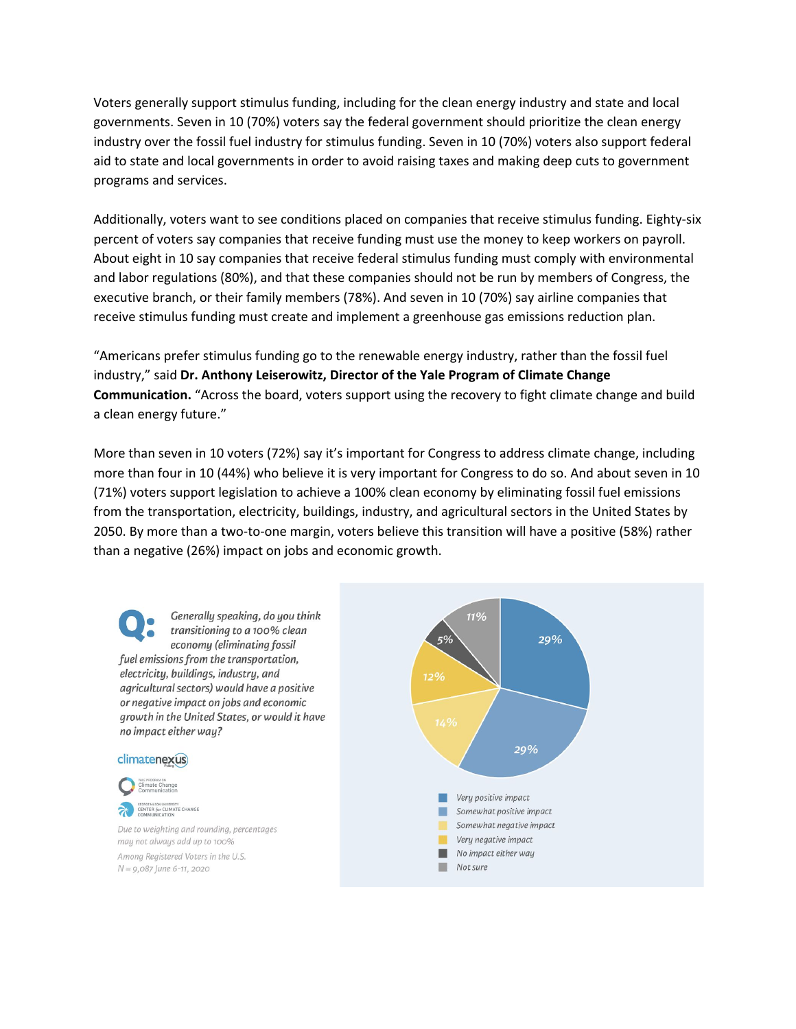Voters generally support stimulus funding, including for the clean energy industry and state and local governments. Seven in 10 (70%) voters say the federal government should prioritize the clean energy industry over the fossil fuel industry for stimulus funding. Seven in 10 (70%) voters also support federal aid to state and local governments in order to avoid raising taxes and making deep cuts to government programs and services.

Additionally, voters want to see conditions placed on companies that receive stimulus funding. Eighty-six percent of voters say companies that receive funding must use the money to keep workers on payroll. About eight in 10 say companies that receive federal stimulus funding must comply with environmental and labor regulations (80%), and that these companies should not be run by members of Congress, the executive branch, or their family members (78%). And seven in 10 (70%) say airline companies that receive stimulus funding must create and implement a greenhouse gas emissions reduction plan.

"Americans prefer stimulus funding go to the renewable energy industry, rather than the fossil fuel industry," said **Dr. Anthony Leiserowitz, Director of the Yale Program of Climate Change Communication.** "Across the board, voters support using the recovery to fight climate change and build a clean energy future."

More than seven in 10 voters (72%) say it's important for Congress to address climate change, including more than four in 10 (44%) who believe it is very important for Congress to do so. And about seven in 10 (71%) voters support legislation to achieve a 100% clean economy by eliminating fossil fuel emissions from the transportation, electricity, buildings, industry, and agricultural sectors in the United States by 2050. By more than a two-to-one margin, voters believe this transition will have a positive (58%) rather than a negative (26%) impact on jobs and economic growth.

**Q:** *Generally speaking, do you think transitioning to a 100% clean economy (eliminating fossil fuel emissions from the transportation, electricity, buildings, industry, and agricultural sectors) would have a positive or negative impact on jobs and economic growth in the United States, or would it have no impact either way?*

| Response | Percentage |
|---|---|
| Very positive impact | 29% |
| Somewhat positive impact | 29% |
| Somewhat negative impact | 14% |
| Very negative impact | 12% |
| No impact either way | 5% |
| Not sure | 11% |

climatenexus Polling

Yale Program on Climate Change Communication

George Mason University Center for Climate Change Communication

*Due to weighting and rounding, percentages may not always add up to 100%*

*Among Registered Voters in the U.S.*

*N = 9,087 June 6-11, 2020*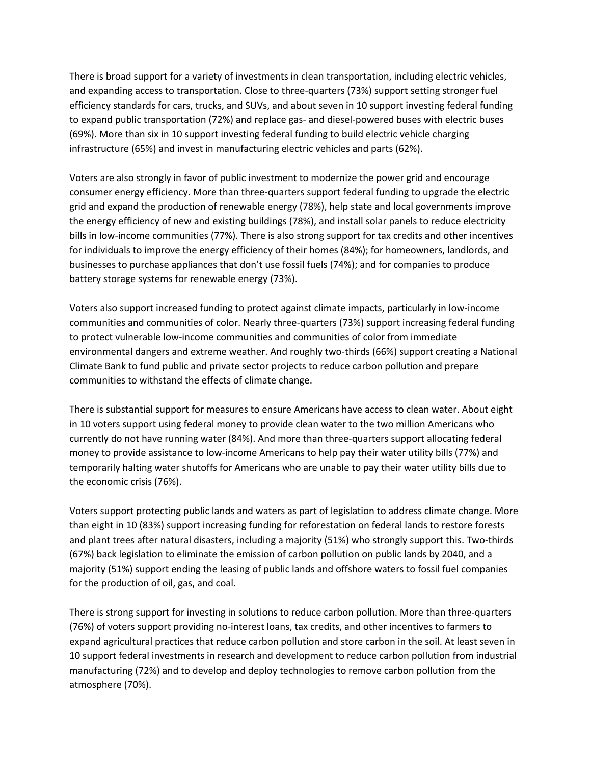There is broad support for a variety of investments in clean transportation, including electric vehicles, and expanding access to transportation. Close to three-quarters (73%) support setting stronger fuel efficiency standards for cars, trucks, and SUVs, and about seven in 10 support investing federal funding to expand public transportation (72%) and replace gas- and diesel-powered buses with electric buses (69%). More than six in 10 support investing federal funding to build electric vehicle charging infrastructure (65%) and invest in manufacturing electric vehicles and parts (62%).

Voters are also strongly in favor of public investment to modernize the power grid and encourage consumer energy efficiency. More than three-quarters support federal funding to upgrade the electric grid and expand the production of renewable energy (78%), help state and local governments improve the energy efficiency of new and existing buildings (78%), and install solar panels to reduce electricity bills in low-income communities (77%). There is also strong support for tax credits and other incentives for individuals to improve the energy efficiency of their homes (84%); for homeowners, landlords, and businesses to purchase appliances that don't use fossil fuels (74%); and for companies to produce battery storage systems for renewable energy (73%).

Voters also support increased funding to protect against climate impacts, particularly in low-income communities and communities of color. Nearly three-quarters (73%) support increasing federal funding to protect vulnerable low-income communities and communities of color from immediate environmental dangers and extreme weather. And roughly two-thirds (66%) support creating a National Climate Bank to fund public and private sector projects to reduce carbon pollution and prepare communities to withstand the effects of climate change.

There is substantial support for measures to ensure Americans have access to clean water. About eight in 10 voters support using federal money to provide clean water to the two million Americans who currently do not have running water (84%). And more than three-quarters support allocating federal money to provide assistance to low-income Americans to help pay their water utility bills (77%) and temporarily halting water shutoffs for Americans who are unable to pay their water utility bills due to the economic crisis (76%).

Voters support protecting public lands and waters as part of legislation to address climate change. More than eight in 10 (83%) support increasing funding for reforestation on federal lands to restore forests and plant trees after natural disasters, including a majority (51%) who strongly support this. Two-thirds (67%) back legislation to eliminate the emission of carbon pollution on public lands by 2040, and a majority (51%) support ending the leasing of public lands and offshore waters to fossil fuel companies for the production of oil, gas, and coal.

There is strong support for investing in solutions to reduce carbon pollution. More than three-quarters (76%) of voters support providing no-interest loans, tax credits, and other incentives to farmers to expand agricultural practices that reduce carbon pollution and store carbon in the soil. At least seven in 10 support federal investments in research and development to reduce carbon pollution from industrial manufacturing (72%) and to develop and deploy technologies to remove carbon pollution from the atmosphere (70%).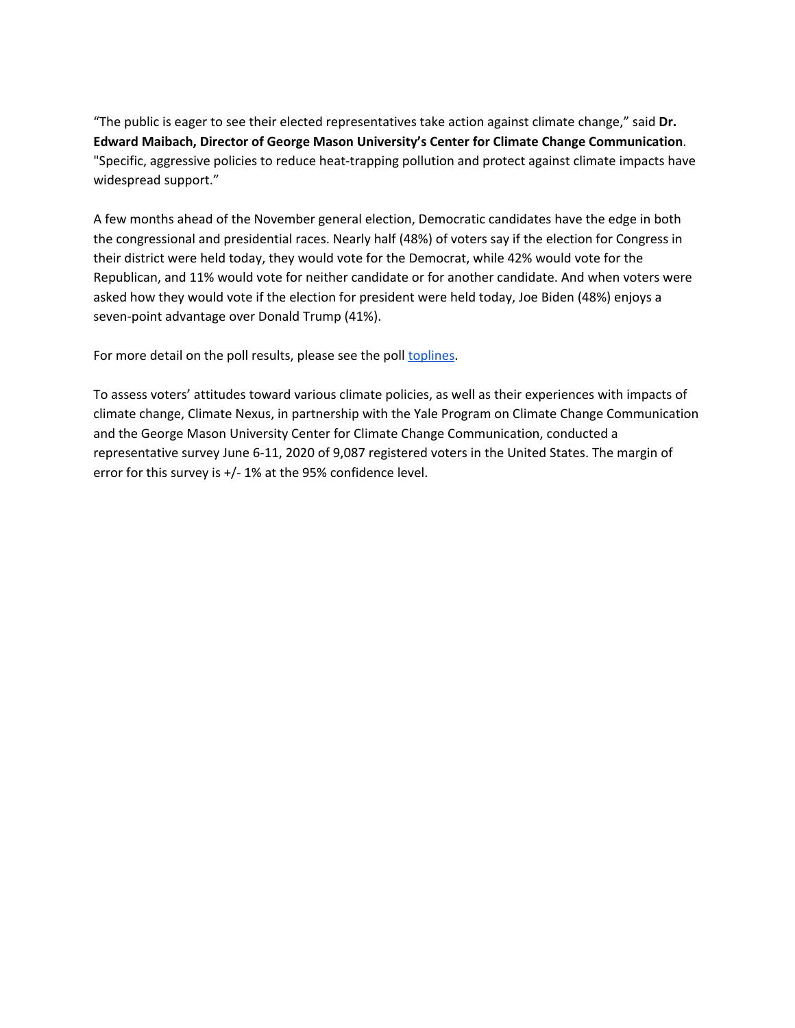"The public is eager to see their elected representatives take action against climate change," said **Dr. Edward Maibach, Director of George Mason University's Center for Climate Change Communication**. "Specific, aggressive policies to reduce heat-trapping pollution and protect against climate impacts have widespread support."

A few months ahead of the November general election, Democratic candidates have the edge in both the congressional and presidential races. Nearly half (48%) of voters say if the election for Congress in their district were held today, they would vote for the Democrat, while 42% would vote for the Republican, and 11% would vote for neither candidate or for another candidate. And when voters were asked how they would vote if the election for president were held today, Joe Biden (48%) enjoys a seven-point advantage over Donald Trump (41%).

For more detail on the poll results, please see the poll toplines.

To assess voters' attitudes toward various climate policies, as well as their experiences with impacts of climate change, Climate Nexus, in partnership with the Yale Program on Climate Change Communication and the George Mason University Center for Climate Change Communication, conducted a representative survey June 6-11, 2020 of 9,087 registered voters in the United States. The margin of error for this survey is +/- 1% at the 95% confidence level.